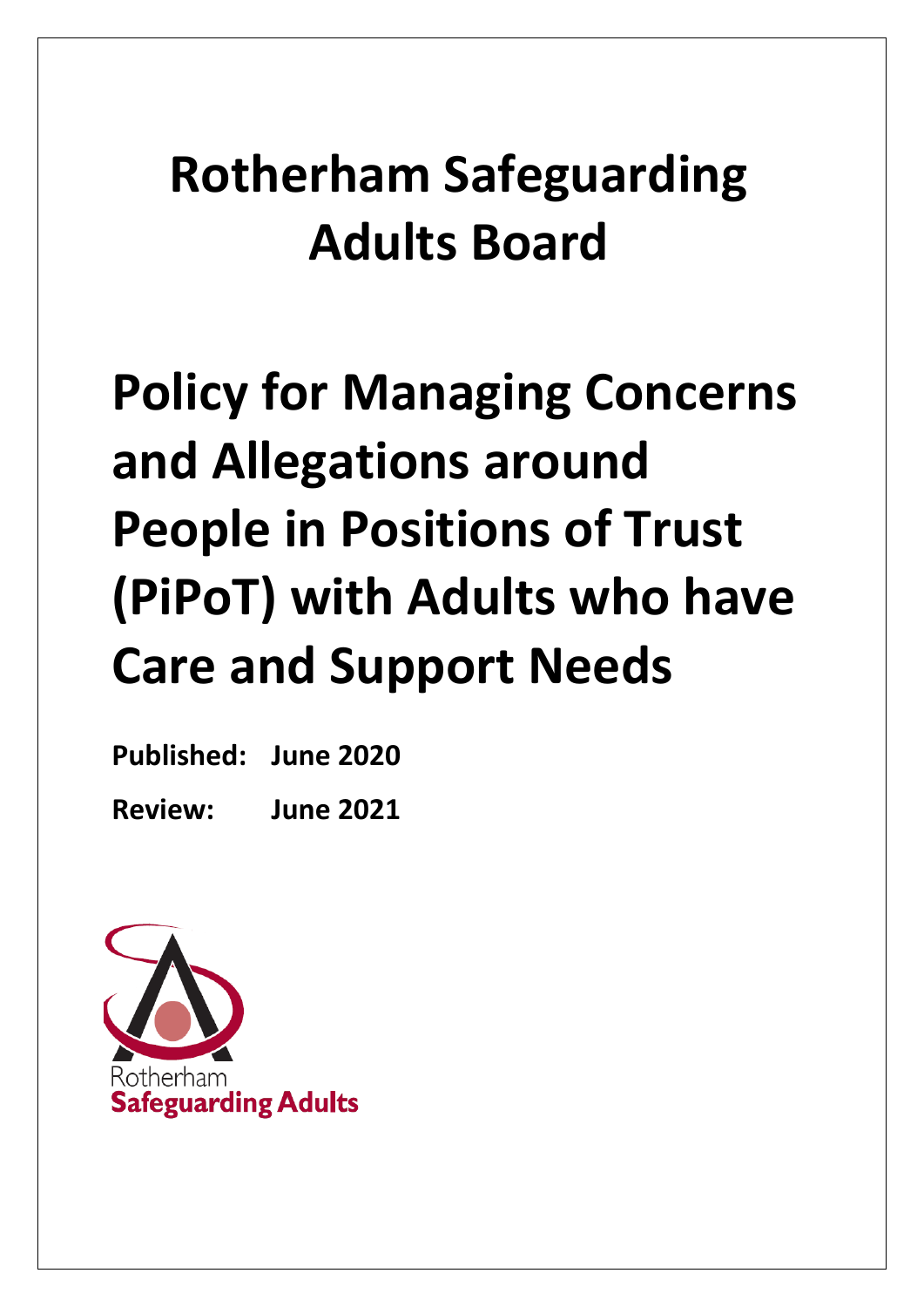# Rotherham Safeguarding Adults Board

# Policy for Managing Concerns and Allegations around People in Positions of Trust (PiPoT) with Adults who have Care and Support Needs

**Published: June 2020**

**Review: June 2021**

Rotherham
**Safeguarding Adults**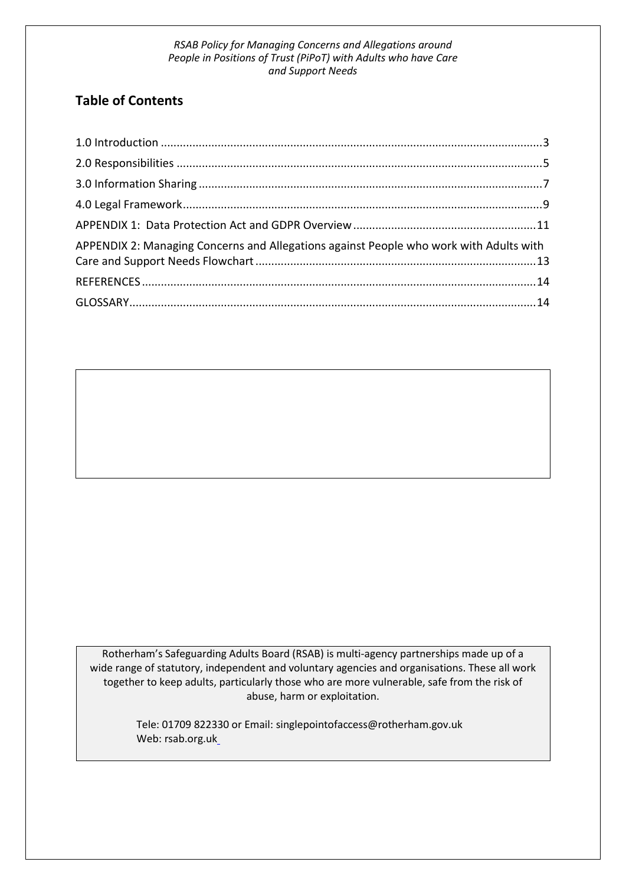## Table of Contents

1.0 Introduction ....................................................................................................................3
2.0 Responsibilities ...............................................................................................................5
3.0 Information Sharing ........................................................................................................7
4.0 Legal Framework.............................................................................................................9
APPENDIX 1: Data Protection Act and GDPR Overview ......................................................11
APPENDIX 2: Managing Concerns and Allegations against People who work with Adults with Care and Support Needs Flowchart ......................................................................................13
REFERENCES ........................................................................................................................14
GLOSSARY.............................................................................................................................14

Rotherham's Safeguarding Adults Board (RSAB) is multi-agency partnerships made up of a wide range of statutory, independent and voluntary agencies and organisations. These all work together to keep adults, particularly those who are more vulnerable, safe from the risk of abuse, harm or exploitation.

Tele: 01709 822330 or Email: singlepointofaccess@rotherham.gov.uk
Web: rsab.org.uk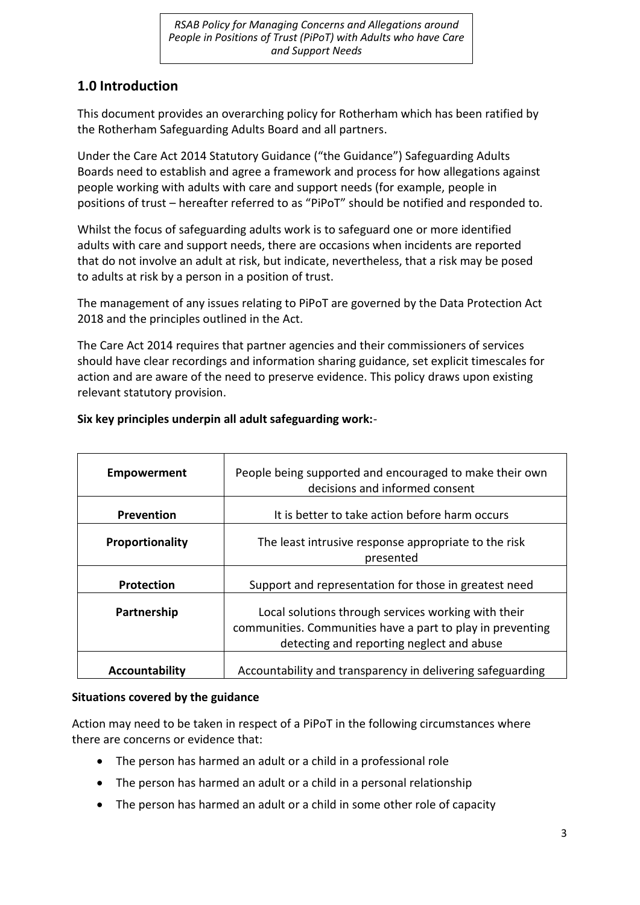## 1.0 Introduction

This document provides an overarching policy for Rotherham which has been ratified by the Rotherham Safeguarding Adults Board and all partners.

Under the Care Act 2014 Statutory Guidance ("the Guidance") Safeguarding Adults Boards need to establish and agree a framework and process for how allegations against people working with adults with care and support needs (for example, people in positions of trust – hereafter referred to as "PiPoT" should be notified and responded to.

Whilst the focus of safeguarding adults work is to safeguard one or more identified adults with care and support needs, there are occasions when incidents are reported that do not involve an adult at risk, but indicate, nevertheless, that a risk may be posed to adults at risk by a person in a position of trust.

The management of any issues relating to PiPoT are governed by the Data Protection Act 2018 and the principles outlined in the Act.

The Care Act 2014 requires that partner agencies and their commissioners of services should have clear recordings and information sharing guidance, set explicit timescales for action and are aware of the need to preserve evidence. This policy draws upon existing relevant statutory provision.

**Six key principles underpin all adult safeguarding work:**-

| | |
|---|---|
| **Empowerment** | People being supported and encouraged to make their own decisions and informed consent |
| **Prevention** | It is better to take action before harm occurs |
| **Proportionality** | The least intrusive response appropriate to the risk presented |
| **Protection** | Support and representation for those in greatest need |
| **Partnership** | Local solutions through services working with their communities. Communities have a part to play in preventing detecting and reporting neglect and abuse |
| **Accountability** | Accountability and transparency in delivering safeguarding |

**Situations covered by the guidance**

Action may need to be taken in respect of a PiPoT in the following circumstances where there are concerns or evidence that:

- The person has harmed an adult or a child in a professional role
- The person has harmed an adult or a child in a personal relationship
- The person has harmed an adult or a child in some other role of capacity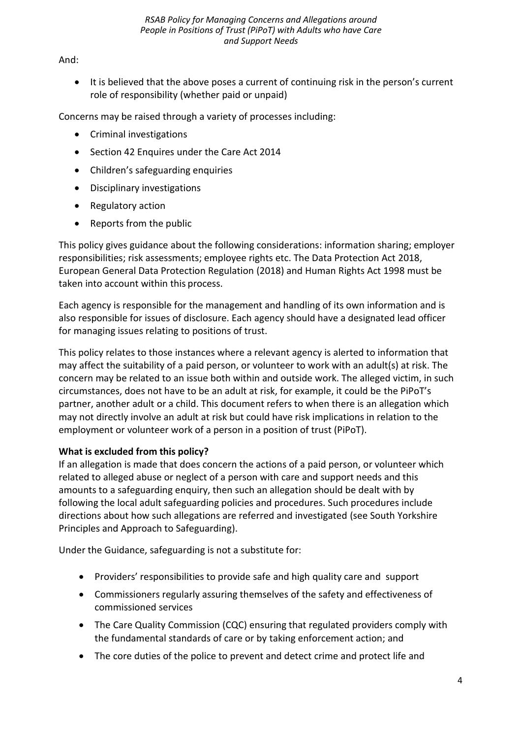And:

- It is believed that the above poses a current of continuing risk in the person's current role of responsibility (whether paid or unpaid)

Concerns may be raised through a variety of processes including:

- Criminal investigations
- Section 42 Enquires under the Care Act 2014
- Children's safeguarding enquiries
- Disciplinary investigations
- Regulatory action
- Reports from the public

This policy gives guidance about the following considerations: information sharing; employer responsibilities; risk assessments; employee rights etc. The Data Protection Act 2018, European General Data Protection Regulation (2018) and Human Rights Act 1998 must be taken into account within this process.

Each agency is responsible for the management and handling of its own information and is also responsible for issues of disclosure. Each agency should have a designated lead officer for managing issues relating to positions of trust.

This policy relates to those instances where a relevant agency is alerted to information that may affect the suitability of a paid person, or volunteer to work with an adult(s) at risk. The concern may be related to an issue both within and outside work. The alleged victim, in such circumstances, does not have to be an adult at risk, for example, it could be the PiPoT's partner, another adult or a child. This document refers to when there is an allegation which may not directly involve an adult at risk but could have risk implications in relation to the employment or volunteer work of a person in a position of trust (PiPoT).

**What is excluded from this policy?**

If an allegation is made that does concern the actions of a paid person, or volunteer which related to alleged abuse or neglect of a person with care and support needs and this amounts to a safeguarding enquiry, then such an allegation should be dealt with by following the local adult safeguarding policies and procedures. Such procedures include directions about how such allegations are referred and investigated (see South Yorkshire Principles and Approach to Safeguarding).

Under the Guidance, safeguarding is not a substitute for:

- Providers' responsibilities to provide safe and high quality care and support
- Commissioners regularly assuring themselves of the safety and effectiveness of commissioned services
- The Care Quality Commission (CQC) ensuring that regulated providers comply with the fundamental standards of care or by taking enforcement action; and
- The core duties of the police to prevent and detect crime and protect life and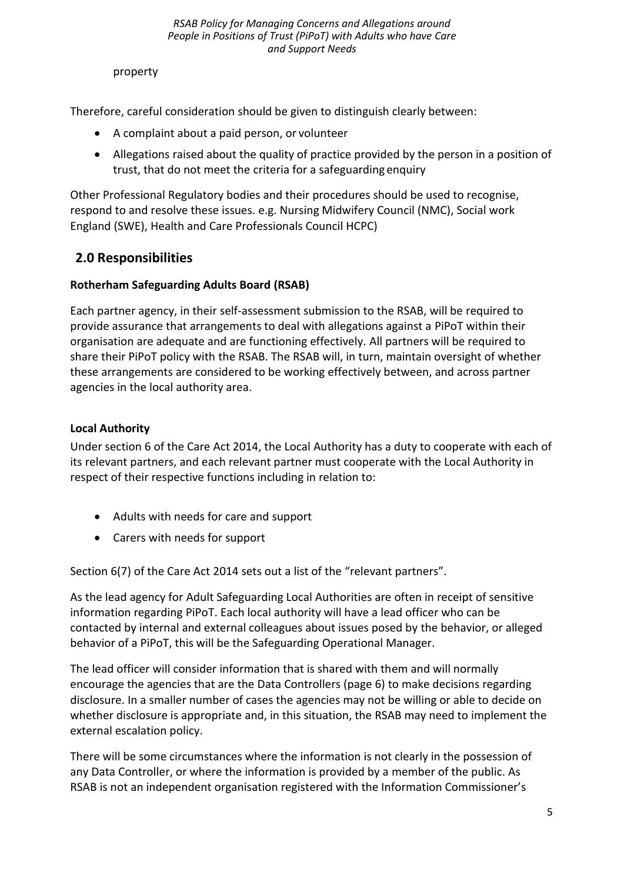property

Therefore, careful consideration should be given to distinguish clearly between:

- A complaint about a paid person, or volunteer
- Allegations raised about the quality of practice provided by the person in a position of trust, that do not meet the criteria for a safeguarding enquiry

Other Professional Regulatory bodies and their procedures should be used to recognise, respond to and resolve these issues. e.g. Nursing Midwifery Council (NMC), Social work England (SWE), Health and Care Professionals Council HCPC)

## 2.0 Responsibilities

**Rotherham Safeguarding Adults Board (RSAB)**

Each partner agency, in their self-assessment submission to the RSAB, will be required to provide assurance that arrangements to deal with allegations against a PiPoT within their organisation are adequate and are functioning effectively. All partners will be required to share their PiPoT policy with the RSAB. The RSAB will, in turn, maintain oversight of whether these arrangements are considered to be working effectively between, and across partner agencies in the local authority area.

**Local Authority**

Under section 6 of the Care Act 2014, the Local Authority has a duty to cooperate with each of its relevant partners, and each relevant partner must cooperate with the Local Authority in respect of their respective functions including in relation to:

- Adults with needs for care and support
- Carers with needs for support

Section 6(7) of the Care Act 2014 sets out a list of the "relevant partners".

As the lead agency for Adult Safeguarding Local Authorities are often in receipt of sensitive information regarding PiPoT. Each local authority will have a lead officer who can be contacted by internal and external colleagues about issues posed by the behavior, or alleged behavior of a PiPoT, this will be the Safeguarding Operational Manager.

The lead officer will consider information that is shared with them and will normally encourage the agencies that are the Data Controllers (page 6) to make decisions regarding disclosure. In a smaller number of cases the agencies may not be willing or able to decide on whether disclosure is appropriate and, in this situation, the RSAB may need to implement the external escalation policy.

There will be some circumstances where the information is not clearly in the possession of any Data Controller, or where the information is provided by a member of the public. As RSAB is not an independent organisation registered with the Information Commissioner's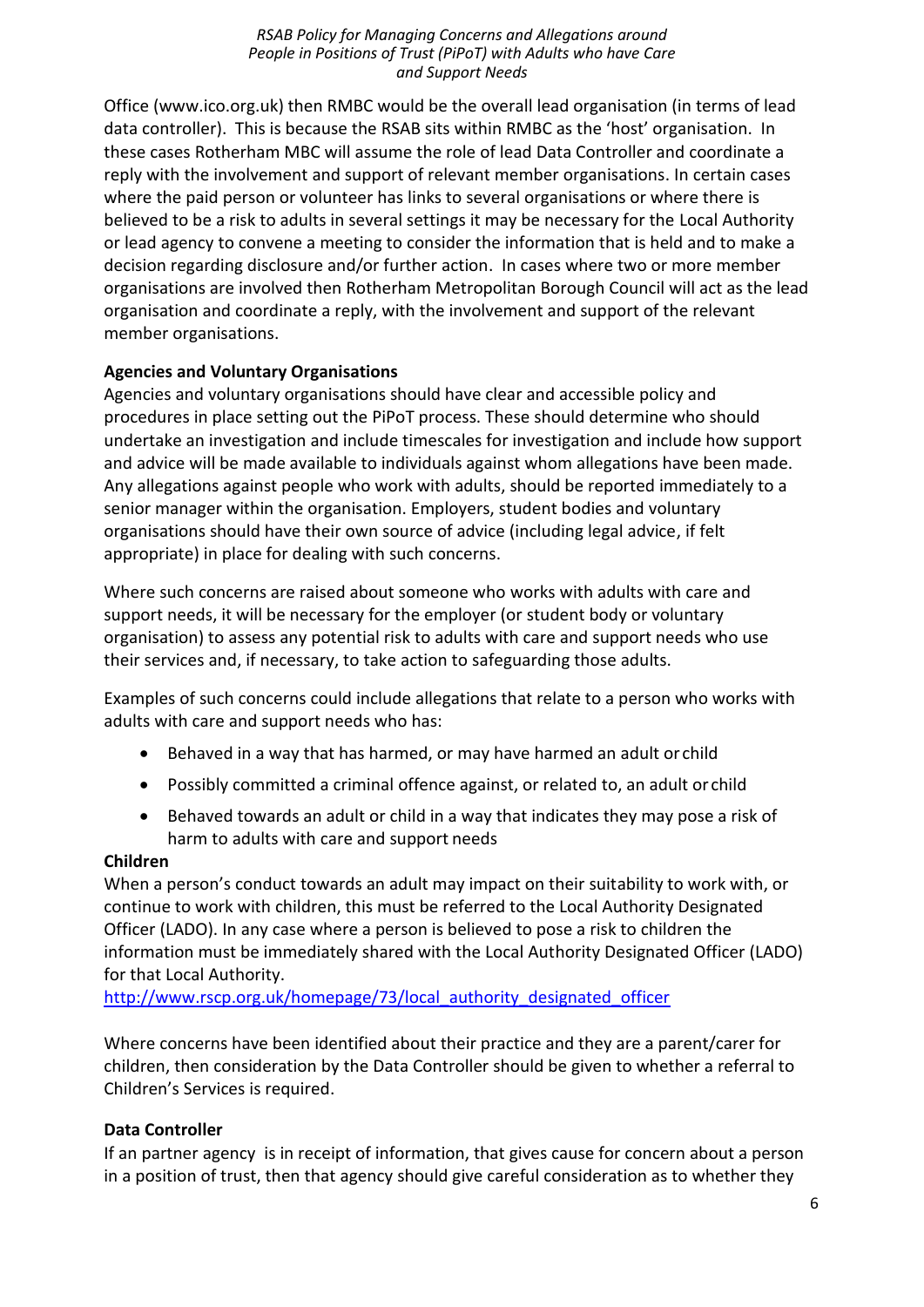Office (www.ico.org.uk) then RMBC would be the overall lead organisation (in terms of lead data controller). This is because the RSAB sits within RMBC as the 'host' organisation. In these cases Rotherham MBC will assume the role of lead Data Controller and coordinate a reply with the involvement and support of relevant member organisations. In certain cases where the paid person or volunteer has links to several organisations or where there is believed to be a risk to adults in several settings it may be necessary for the Local Authority or lead agency to convene a meeting to consider the information that is held and to make a decision regarding disclosure and/or further action. In cases where two or more member organisations are involved then Rotherham Metropolitan Borough Council will act as the lead organisation and coordinate a reply, with the involvement and support of the relevant member organisations.

**Agencies and Voluntary Organisations**

Agencies and voluntary organisations should have clear and accessible policy and procedures in place setting out the PiPoT process. These should determine who should undertake an investigation and include timescales for investigation and include how support and advice will be made available to individuals against whom allegations have been made. Any allegations against people who work with adults, should be reported immediately to a senior manager within the organisation. Employers, student bodies and voluntary organisations should have their own source of advice (including legal advice, if felt appropriate) in place for dealing with such concerns.

Where such concerns are raised about someone who works with adults with care and support needs, it will be necessary for the employer (or student body or voluntary organisation) to assess any potential risk to adults with care and support needs who use their services and, if necessary, to take action to safeguarding those adults.

Examples of such concerns could include allegations that relate to a person who works with adults with care and support needs who has:

- Behaved in a way that has harmed, or may have harmed an adult or child
- Possibly committed a criminal offence against, or related to, an adult or child
- Behaved towards an adult or child in a way that indicates they may pose a risk of harm to adults with care and support needs

**Children**

When a person's conduct towards an adult may impact on their suitability to work with, or continue to work with children, this must be referred to the Local Authority Designated Officer (LADO). In any case where a person is believed to pose a risk to children the information must be immediately shared with the Local Authority Designated Officer (LADO) for that Local Authority.
http://www.rscp.org.uk/homepage/73/local_authority_designated_officer

Where concerns have been identified about their practice and they are a parent/carer for children, then consideration by the Data Controller should be given to whether a referral to Children's Services is required.

**Data Controller**

If an partner agency is in receipt of information, that gives cause for concern about a person in a position of trust, then that agency should give careful consideration as to whether they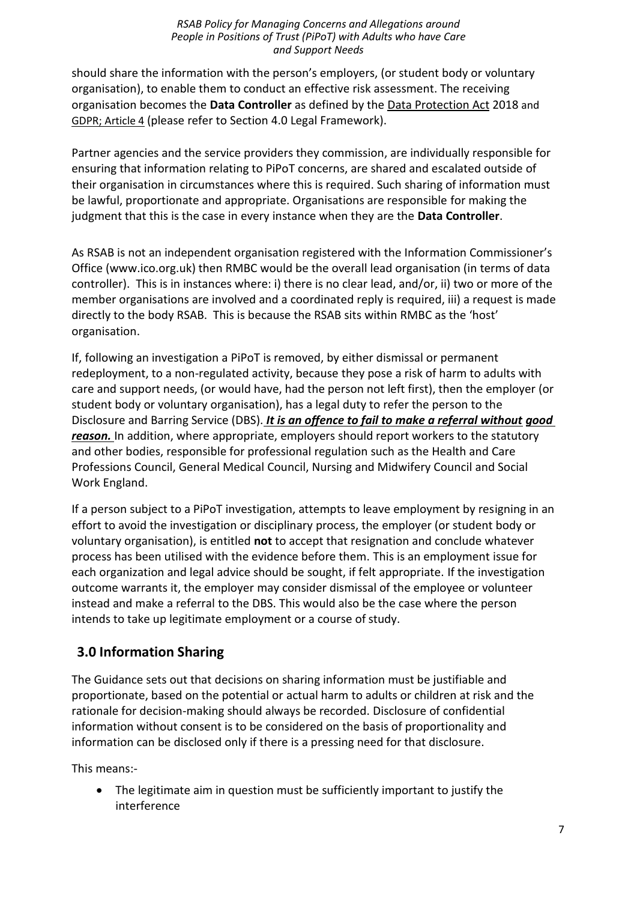should share the information with the person's employers, (or student body or voluntary organisation), to enable them to conduct an effective risk assessment. The receiving organisation becomes the **Data Controller** as defined by the Data Protection Act 2018 and GDPR; Article 4 (please refer to Section 4.0 Legal Framework).

Partner agencies and the service providers they commission, are individually responsible for ensuring that information relating to PiPoT concerns, are shared and escalated outside of their organisation in circumstances where this is required. Such sharing of information must be lawful, proportionate and appropriate. Organisations are responsible for making the judgment that this is the case in every instance when they are the **Data Controller**.

As RSAB is not an independent organisation registered with the Information Commissioner's Office (www.ico.org.uk) then RMBC would be the overall lead organisation (in terms of data controller). This is in instances where: i) there is no clear lead, and/or, ii) two or more of the member organisations are involved and a coordinated reply is required, iii) a request is made directly to the body RSAB. This is because the RSAB sits within RMBC as the 'host' organisation.

If, following an investigation a PiPoT is removed, by either dismissal or permanent redeployment, to a non-regulated activity, because they pose a risk of harm to adults with care and support needs, (or would have, had the person not left first), then the employer (or student body or voluntary organisation), has a legal duty to refer the person to the Disclosure and Barring Service (DBS). ***It is an offence to fail to make a referral without good reason.*** In addition, where appropriate, employers should report workers to the statutory and other bodies, responsible for professional regulation such as the Health and Care Professions Council, General Medical Council, Nursing and Midwifery Council and Social Work England.

If a person subject to a PiPoT investigation, attempts to leave employment by resigning in an effort to avoid the investigation or disciplinary process, the employer (or student body or voluntary organisation), is entitled **not** to accept that resignation and conclude whatever process has been utilised with the evidence before them. This is an employment issue for each organization and legal advice should be sought, if felt appropriate. If the investigation outcome warrants it, the employer may consider dismissal of the employee or volunteer instead and make a referral to the DBS. This would also be the case where the person intends to take up legitimate employment or a course of study.

## 3.0 Information Sharing

The Guidance sets out that decisions on sharing information must be justifiable and proportionate, based on the potential or actual harm to adults or children at risk and the rationale for decision-making should always be recorded. Disclosure of confidential information without consent is to be considered on the basis of proportionality and information can be disclosed only if there is a pressing need for that disclosure.

This means:-

- The legitimate aim in question must be sufficiently important to justify the interference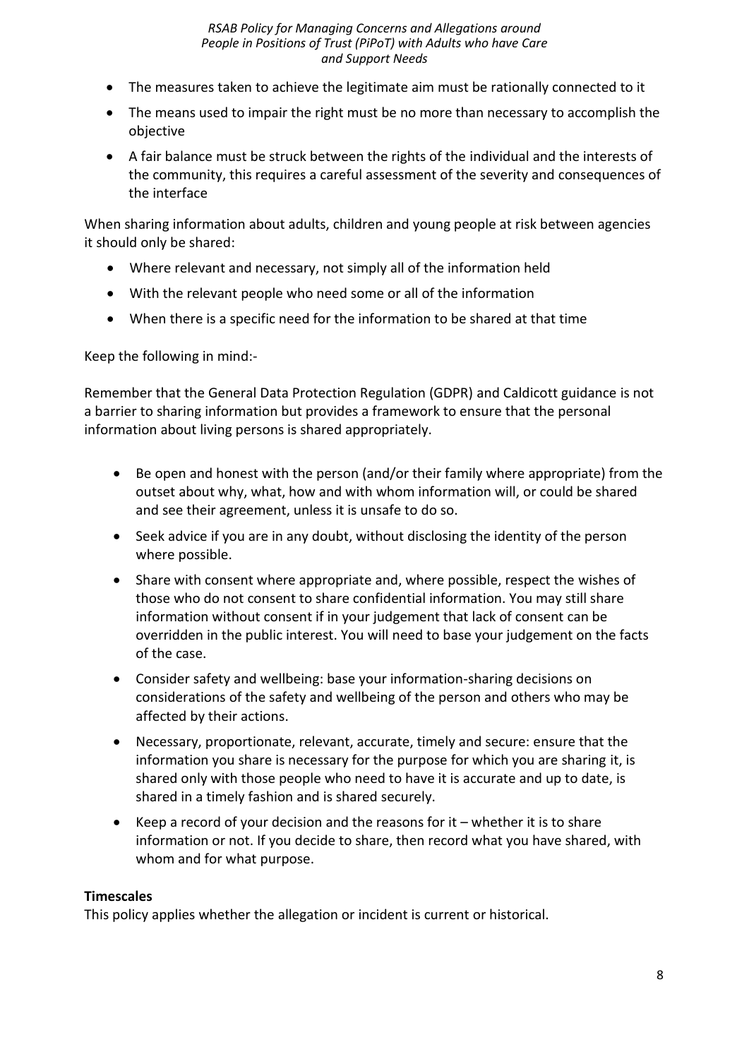- The measures taken to achieve the legitimate aim must be rationally connected to it
- The means used to impair the right must be no more than necessary to accomplish the objective
- A fair balance must be struck between the rights of the individual and the interests of the community, this requires a careful assessment of the severity and consequences of the interface

When sharing information about adults, children and young people at risk between agencies it should only be shared:

- Where relevant and necessary, not simply all of the information held
- With the relevant people who need some or all of the information
- When there is a specific need for the information to be shared at that time

Keep the following in mind:-

Remember that the General Data Protection Regulation (GDPR) and Caldicott guidance is not a barrier to sharing information but provides a framework to ensure that the personal information about living persons is shared appropriately.

- Be open and honest with the person (and/or their family where appropriate) from the outset about why, what, how and with whom information will, or could be shared and see their agreement, unless it is unsafe to do so.
- Seek advice if you are in any doubt, without disclosing the identity of the person where possible.
- Share with consent where appropriate and, where possible, respect the wishes of those who do not consent to share confidential information. You may still share information without consent if in your judgement that lack of consent can be overridden in the public interest. You will need to base your judgement on the facts of the case.
- Consider safety and wellbeing: base your information-sharing decisions on considerations of the safety and wellbeing of the person and others who may be affected by their actions.
- Necessary, proportionate, relevant, accurate, timely and secure: ensure that the information you share is necessary for the purpose for which you are sharing it, is shared only with those people who need to have it is accurate and up to date, is shared in a timely fashion and is shared securely.
- Keep a record of your decision and the reasons for it – whether it is to share information or not. If you decide to share, then record what you have shared, with whom and for what purpose.

**Timescales**

This policy applies whether the allegation or incident is current or historical.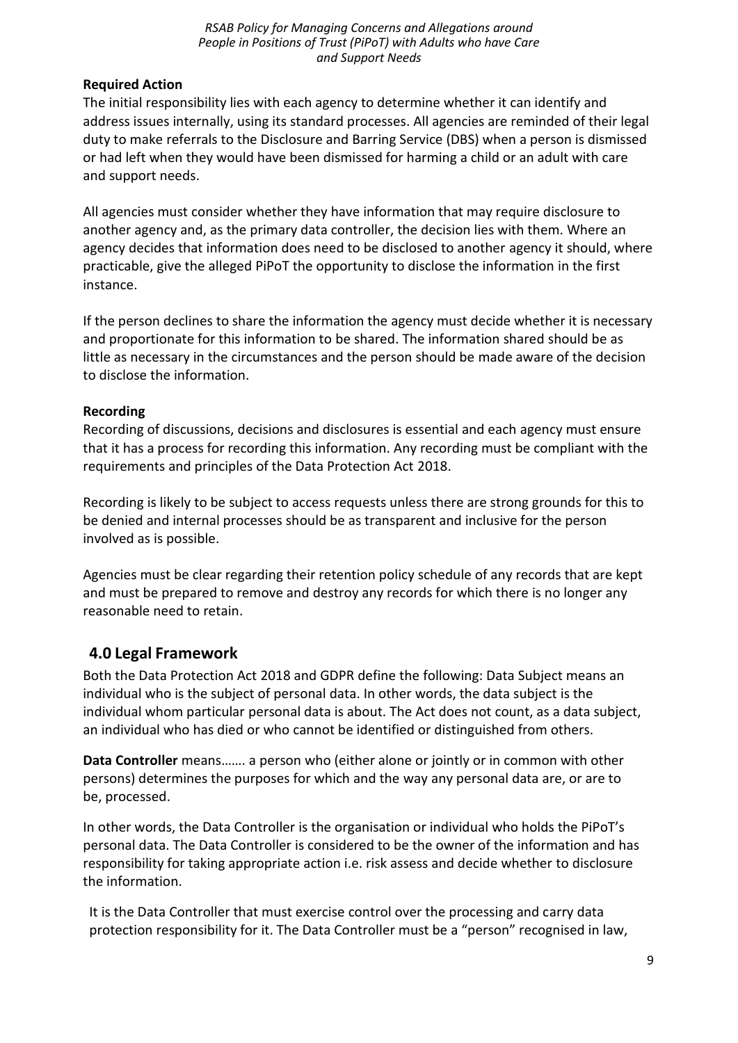**Required Action**

The initial responsibility lies with each agency to determine whether it can identify and address issues internally, using its standard processes. All agencies are reminded of their legal duty to make referrals to the Disclosure and Barring Service (DBS) when a person is dismissed or had left when they would have been dismissed for harming a child or an adult with care and support needs.

All agencies must consider whether they have information that may require disclosure to another agency and, as the primary data controller, the decision lies with them. Where an agency decides that information does need to be disclosed to another agency it should, where practicable, give the alleged PiPoT the opportunity to disclose the information in the first instance.

If the person declines to share the information the agency must decide whether it is necessary and proportionate for this information to be shared. The information shared should be as little as necessary in the circumstances and the person should be made aware of the decision to disclose the information.

**Recording**

Recording of discussions, decisions and disclosures is essential and each agency must ensure that it has a process for recording this information. Any recording must be compliant with the requirements and principles of the Data Protection Act 2018.

Recording is likely to be subject to access requests unless there are strong grounds for this to be denied and internal processes should be as transparent and inclusive for the person involved as is possible.

Agencies must be clear regarding their retention policy schedule of any records that are kept and must be prepared to remove and destroy any records for which there is no longer any reasonable need to retain.

## 4.0 Legal Framework

Both the Data Protection Act 2018 and GDPR define the following: Data Subject means an individual who is the subject of personal data. In other words, the data subject is the individual whom particular personal data is about. The Act does not count, as a data subject, an individual who has died or who cannot be identified or distinguished from others.

**Data Controller** means……. a person who (either alone or jointly or in common with other persons) determines the purposes for which and the way any personal data are, or are to be, processed.

In other words, the Data Controller is the organisation or individual who holds the PiPoT's personal data. The Data Controller is considered to be the owner of the information and has responsibility for taking appropriate action i.e. risk assess and decide whether to disclosure the information.

It is the Data Controller that must exercise control over the processing and carry data protection responsibility for it. The Data Controller must be a "person" recognised in law,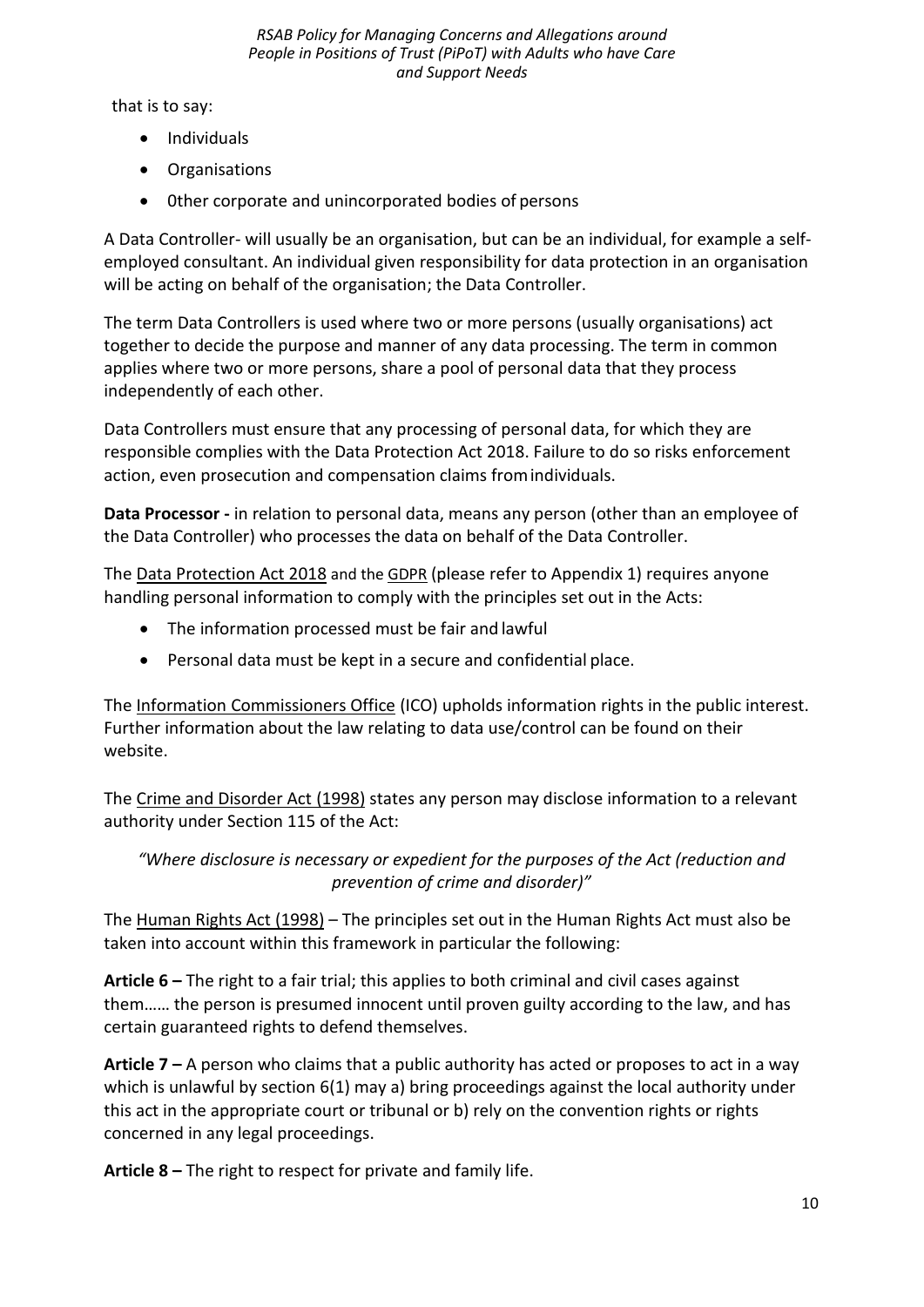that is to say:

- Individuals
- Organisations
- 0ther corporate and unincorporated bodies of persons

A Data Controller- will usually be an organisation, but can be an individual, for example a self-employed consultant. An individual given responsibility for data protection in an organisation will be acting on behalf of the organisation; the Data Controller.

The term Data Controllers is used where two or more persons (usually organisations) act together to decide the purpose and manner of any data processing. The term in common applies where two or more persons, share a pool of personal data that they process independently of each other.

Data Controllers must ensure that any processing of personal data, for which they are responsible complies with the Data Protection Act 2018. Failure to do so risks enforcement action, even prosecution and compensation claims from individuals.

**Data Processor -** in relation to personal data, means any person (other than an employee of the Data Controller) who processes the data on behalf of the Data Controller.

The Data Protection Act 2018 and the GDPR (please refer to Appendix 1) requires anyone handling personal information to comply with the principles set out in the Acts:

- The information processed must be fair and lawful
- Personal data must be kept in a secure and confidential place.

The Information Commissioners Office (ICO) upholds information rights in the public interest. Further information about the law relating to data use/control can be found on their website.

The Crime and Disorder Act (1998) states any person may disclose information to a relevant authority under Section 115 of the Act:

*"Where disclosure is necessary or expedient for the purposes of the Act (reduction and prevention of crime and disorder)"*

The Human Rights Act (1998) – The principles set out in the Human Rights Act must also be taken into account within this framework in particular the following:

**Article 6 –** The right to a fair trial; this applies to both criminal and civil cases against them…… the person is presumed innocent until proven guilty according to the law, and has certain guaranteed rights to defend themselves.

**Article 7 –** A person who claims that a public authority has acted or proposes to act in a way which is unlawful by section 6(1) may a) bring proceedings against the local authority under this act in the appropriate court or tribunal or b) rely on the convention rights or rights concerned in any legal proceedings.

**Article 8 –** The right to respect for private and family life.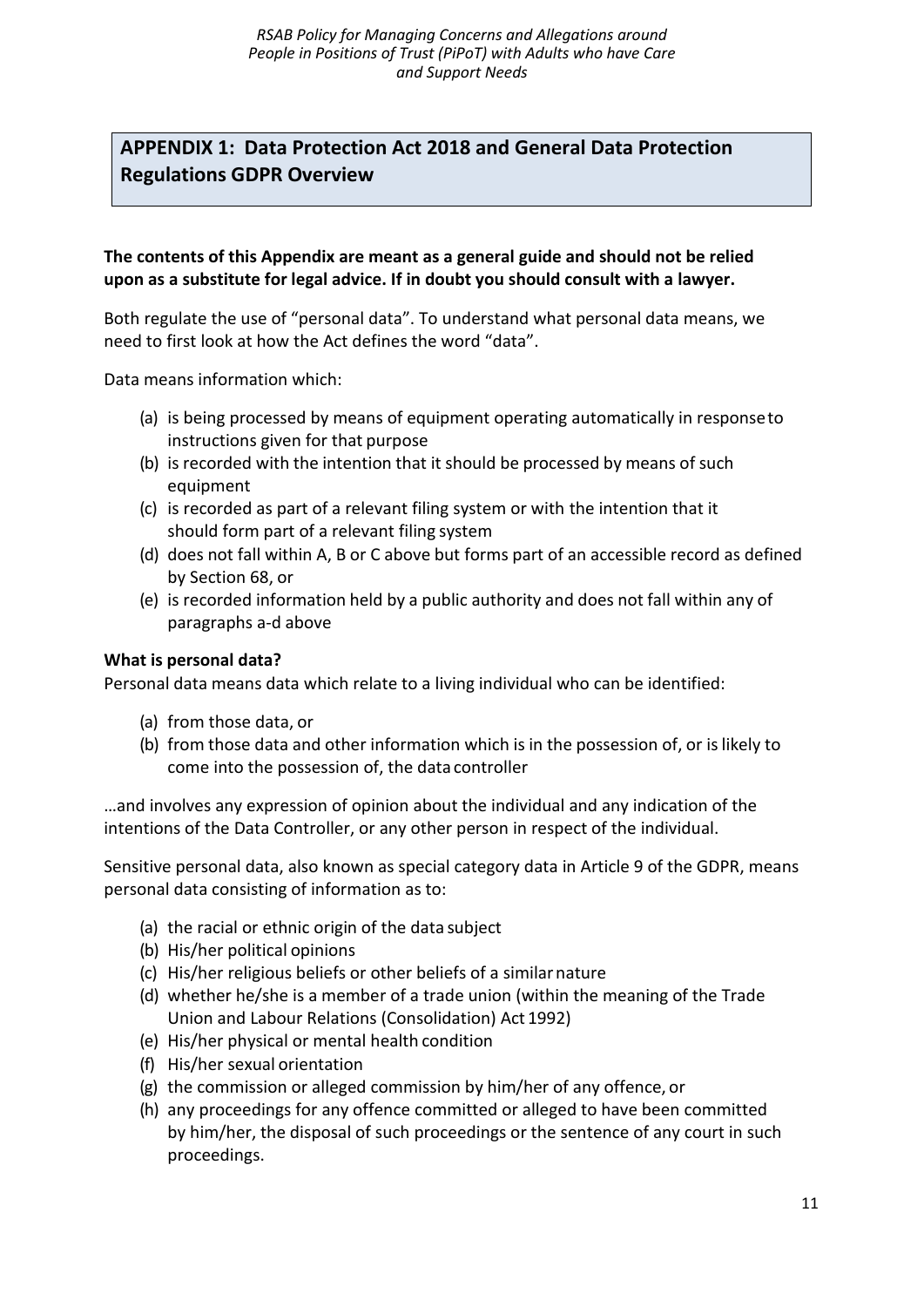## APPENDIX 1: Data Protection Act 2018 and General Data Protection Regulations GDPR Overview

**The contents of this Appendix are meant as a general guide and should not be relied upon as a substitute for legal advice. If in doubt you should consult with a lawyer.**

Both regulate the use of "personal data". To understand what personal data means, we need to first look at how the Act defines the word "data".

Data means information which:

- (a) is being processed by means of equipment operating automatically in response to instructions given for that purpose
- (b) is recorded with the intention that it should be processed by means of such equipment
- (c) is recorded as part of a relevant filing system or with the intention that it should form part of a relevant filing system
- (d) does not fall within A, B or C above but forms part of an accessible record as defined by Section 68, or
- (e) is recorded information held by a public authority and does not fall within any of paragraphs a-d above

**What is personal data?**

Personal data means data which relate to a living individual who can be identified:

- (a) from those data, or
- (b) from those data and other information which is in the possession of, or is likely to come into the possession of, the data controller

…and involves any expression of opinion about the individual and any indication of the intentions of the Data Controller, or any other person in respect of the individual.

Sensitive personal data, also known as special category data in Article 9 of the GDPR, means personal data consisting of information as to:

- (a) the racial or ethnic origin of the data subject
- (b) His/her political opinions
- (c) His/her religious beliefs or other beliefs of a similar nature
- (d) whether he/she is a member of a trade union (within the meaning of the Trade Union and Labour Relations (Consolidation) Act 1992)
- (e) His/her physical or mental health condition
- (f) His/her sexual orientation
- (g) the commission or alleged commission by him/her of any offence, or
- (h) any proceedings for any offence committed or alleged to have been committed by him/her, the disposal of such proceedings or the sentence of any court in such proceedings.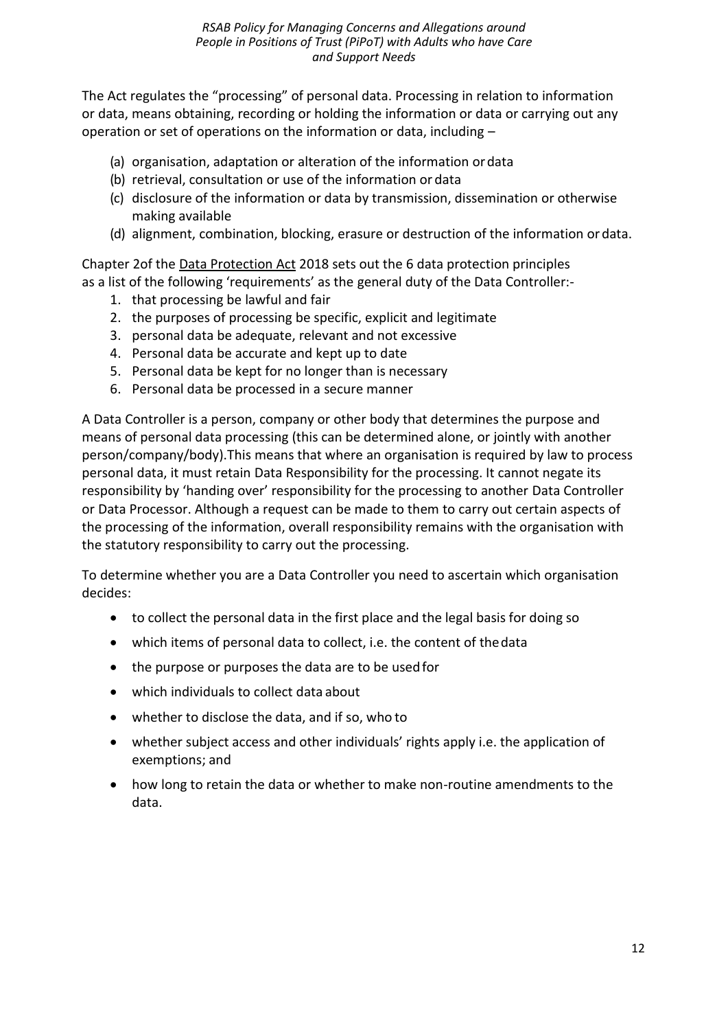The Act regulates the "processing" of personal data. Processing in relation to information or data, means obtaining, recording or holding the information or data or carrying out any operation or set of operations on the information or data, including –

(a) organisation, adaptation or alteration of the information or data
(b) retrieval, consultation or use of the information or data
(c) disclosure of the information or data by transmission, dissemination or otherwise making available
(d) alignment, combination, blocking, erasure or destruction of the information or data.

Chapter 2of the Data Protection Act 2018 sets out the 6 data protection principles as a list of the following 'requirements' as the general duty of the Data Controller:-

1. that processing be lawful and fair
2. the purposes of processing be specific, explicit and legitimate
3. personal data be adequate, relevant and not excessive
4. Personal data be accurate and kept up to date
5. Personal data be kept for no longer than is necessary
6. Personal data be processed in a secure manner

A Data Controller is a person, company or other body that determines the purpose and means of personal data processing (this can be determined alone, or jointly with another person/company/body).This means that where an organisation is required by law to process personal data, it must retain Data Responsibility for the processing. It cannot negate its responsibility by 'handing over' responsibility for the processing to another Data Controller or Data Processor. Although a request can be made to them to carry out certain aspects of the processing of the information, overall responsibility remains with the organisation with the statutory responsibility to carry out the processing.

To determine whether you are a Data Controller you need to ascertain which organisation decides:

- to collect the personal data in the first place and the legal basis for doing so
- which items of personal data to collect, i.e. the content of the data
- the purpose or purposes the data are to be used for
- which individuals to collect data about
- whether to disclose the data, and if so, who to
- whether subject access and other individuals' rights apply i.e. the application of exemptions; and
- how long to retain the data or whether to make non-routine amendments to the data.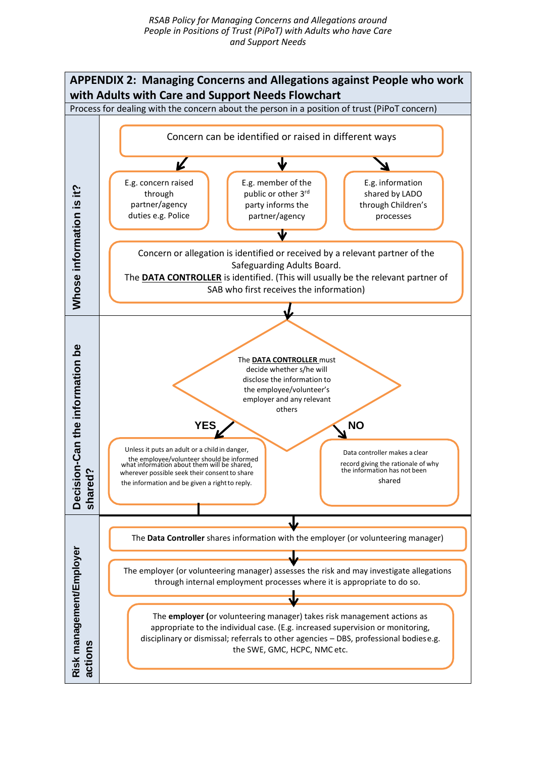## APPENDIX 2: Managing Concerns and Allegations against People who work with Adults with Care and Support Needs Flowchart

Process for dealing with the concern about the person in a position of trust (PiPoT concern)

### Whose information is it?

Concern can be identified or raised in different ways

- E.g. concern raised through partner/agency duties e.g. Police
- E.g. member of the public or other 3rd party informs the partner/agency
- E.g. information shared by LADO through Children's processes

Concern or allegation is identified or received by a relevant partner of the Safeguarding Adults Board.
The **DATA CONTROLLER** is identified. (This will usually be the relevant partner of SAB who first receives the information)

### Decision-Can the information be shared?

The **DATA CONTROLLER** must decide whether s/he will disclose the information to the employee/volunteer's employer and any relevant others

**YES**: Unless it puts an adult or a child in danger, the employee/volunteer should be informed what information about them will be shared, wherever possible seek their consent to share the information and be given a right to reply.

**NO**: Data controller makes a clear record giving the rationale of why the information has not been shared

### Risk management/Employer actions

The **Data Controller** shares information with the employer (or volunteering manager)

The employer (or volunteering manager) assesses the risk and may investigate allegations through internal employment processes where it is appropriate to do so.

The **employer (**or volunteering manager) takes risk management actions as appropriate to the individual case. (E.g. increased supervision or monitoring, disciplinary or dismissal; referrals to other agencies – DBS, professional bodies e.g. the SWE, GMC, HCPC, NMC etc.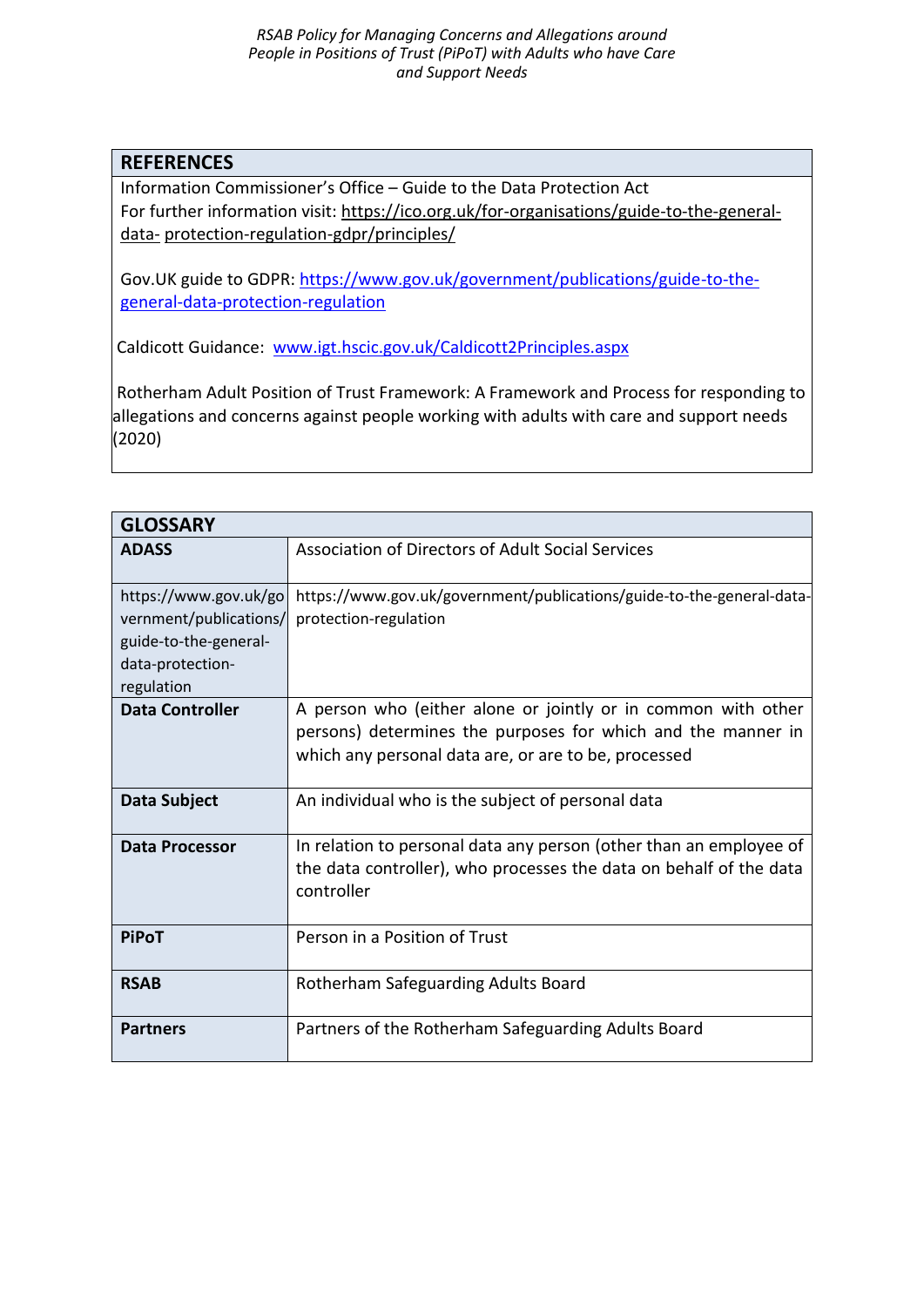## REFERENCES

Information Commissioner's Office – Guide to the Data Protection Act
For further information visit: https://ico.org.uk/for-organisations/guide-to-the-general-data- protection-regulation-gdpr/principles/

Gov.UK guide to GDPR: https://www.gov.uk/government/publications/guide-to-the-general-data-protection-regulation

Caldicott Guidance: www.igt.hscic.gov.uk/Caldicott2Principles.aspx

Rotherham Adult Position of Trust Framework: A Framework and Process for responding to allegations and concerns against people working with adults with care and support needs (2020)

## GLOSSARY

| | |
|---|---|
| **ADASS** | Association of Directors of Adult Social Services |
| https://www.gov.uk/government/publications/guide-to-the-general-data-protection-regulation | https://www.gov.uk/government/publications/guide-to-the-general-data-protection-regulation |
| **Data Controller** | A person who (either alone or jointly or in common with other persons) determines the purposes for which and the manner in which any personal data are, or are to be, processed |
| **Data Subject** | An individual who is the subject of personal data |
| **Data Processor** | In relation to personal data any person (other than an employee of the data controller), who processes the data on behalf of the data controller |
| **PiPoT** | Person in a Position of Trust |
| **RSAB** | Rotherham Safeguarding Adults Board |
| **Partners** | Partners of the Rotherham Safeguarding Adults Board |